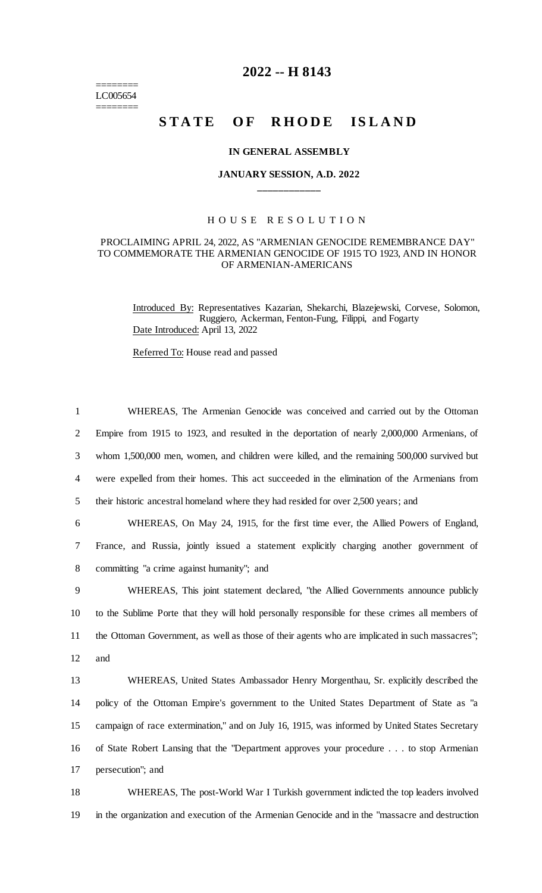========
LC005654
========

# 2022 -- H 8143

# STATE OF RHODE ISLAND

**IN GENERAL ASSEMBLY**

**JANUARY SESSION, A.D. 2022**

____________

H O U S E   R E S O L U T I O N

PROCLAIMING APRIL 24, 2022, AS "ARMENIAN GENOCIDE REMEMBRANCE DAY" TO COMMEMORATE THE ARMENIAN GENOCIDE OF 1915 TO 1923, AND IN HONOR OF ARMENIAN-AMERICANS

Introduced By: Representatives Kazarian, Shekarchi, Blazejewski, Corvese, Solomon, Ruggiero, Ackerman, Fenton-Fung, Filippi, and Fogarty

Date Introduced: April 13, 2022

Referred To: House read and passed

1 WHEREAS, The Armenian Genocide was conceived and carried out by the Ottoman
2 Empire from 1915 to 1923, and resulted in the deportation of nearly 2,000,000 Armenians, of
3 whom 1,500,000 men, women, and children were killed, and the remaining 500,000 survived but
4 were expelled from their homes. This act succeeded in the elimination of the Armenians from
5 their historic ancestral homeland where they had resided for over 2,500 years; and

6 WHEREAS, On May 24, 1915, for the first time ever, the Allied Powers of England,
7 France, and Russia, jointly issued a statement explicitly charging another government of
8 committing "a crime against humanity"; and

9 WHEREAS, This joint statement declared, "the Allied Governments announce publicly
10 to the Sublime Porte that they will hold personally responsible for these crimes all members of
11 the Ottoman Government, as well as those of their agents who are implicated in such massacres";
12 and

13 WHEREAS, United States Ambassador Henry Morgenthau, Sr. explicitly described the
14 policy of the Ottoman Empire's government to the United States Department of State as "a
15 campaign of race extermination," and on July 16, 1915, was informed by United States Secretary
16 of State Robert Lansing that the "Department approves your procedure . . . to stop Armenian
17 persecution"; and

18 WHEREAS, The post-World War I Turkish government indicted the top leaders involved
19 in the organization and execution of the Armenian Genocide and in the "massacre and destruction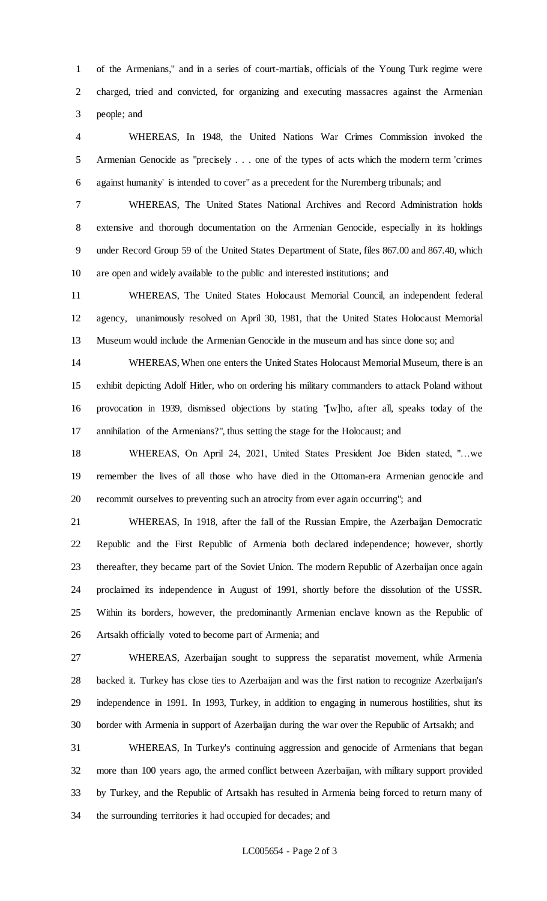of the Armenians," and in a series of court-martials, officials of the Young Turk regime were charged, tried and convicted, for organizing and executing massacres against the Armenian people; and

WHEREAS, In 1948, the United Nations War Crimes Commission invoked the Armenian Genocide as "precisely . . . one of the types of acts which the modern term 'crimes against humanity' is intended to cover" as a precedent for the Nuremberg tribunals; and

WHEREAS, The United States National Archives and Record Administration holds extensive and thorough documentation on the Armenian Genocide, especially in its holdings under Record Group 59 of the United States Department of State, files 867.00 and 867.40, which are open and widely available to the public and interested institutions; and

WHEREAS, The United States Holocaust Memorial Council, an independent federal agency, unanimously resolved on April 30, 1981, that the United States Holocaust Memorial Museum would include the Armenian Genocide in the museum and has since done so; and

WHEREAS, When one enters the United States Holocaust Memorial Museum, there is an exhibit depicting Adolf Hitler, who on ordering his military commanders to attack Poland without provocation in 1939, dismissed objections by stating "[w]ho, after all, speaks today of the annihilation of the Armenians?", thus setting the stage for the Holocaust; and

WHEREAS, On April 24, 2021, United States President Joe Biden stated, "…we remember the lives of all those who have died in the Ottoman-era Armenian genocide and recommit ourselves to preventing such an atrocity from ever again occurring"; and

WHEREAS, In 1918, after the fall of the Russian Empire, the Azerbaijan Democratic Republic and the First Republic of Armenia both declared independence; however, shortly thereafter, they became part of the Soviet Union. The modern Republic of Azerbaijan once again proclaimed its independence in August of 1991, shortly before the dissolution of the USSR. Within its borders, however, the predominantly Armenian enclave known as the Republic of Artsakh officially voted to become part of Armenia; and

WHEREAS, Azerbaijan sought to suppress the separatist movement, while Armenia backed it. Turkey has close ties to Azerbaijan and was the first nation to recognize Azerbaijan's independence in 1991. In 1993, Turkey, in addition to engaging in numerous hostilities, shut its border with Armenia in support of Azerbaijan during the war over the Republic of Artsakh; and

WHEREAS, In Turkey's continuing aggression and genocide of Armenians that began more than 100 years ago, the armed conflict between Azerbaijan, with military support provided by Turkey, and the Republic of Artsakh has resulted in Armenia being forced to return many of the surrounding territories it had occupied for decades; and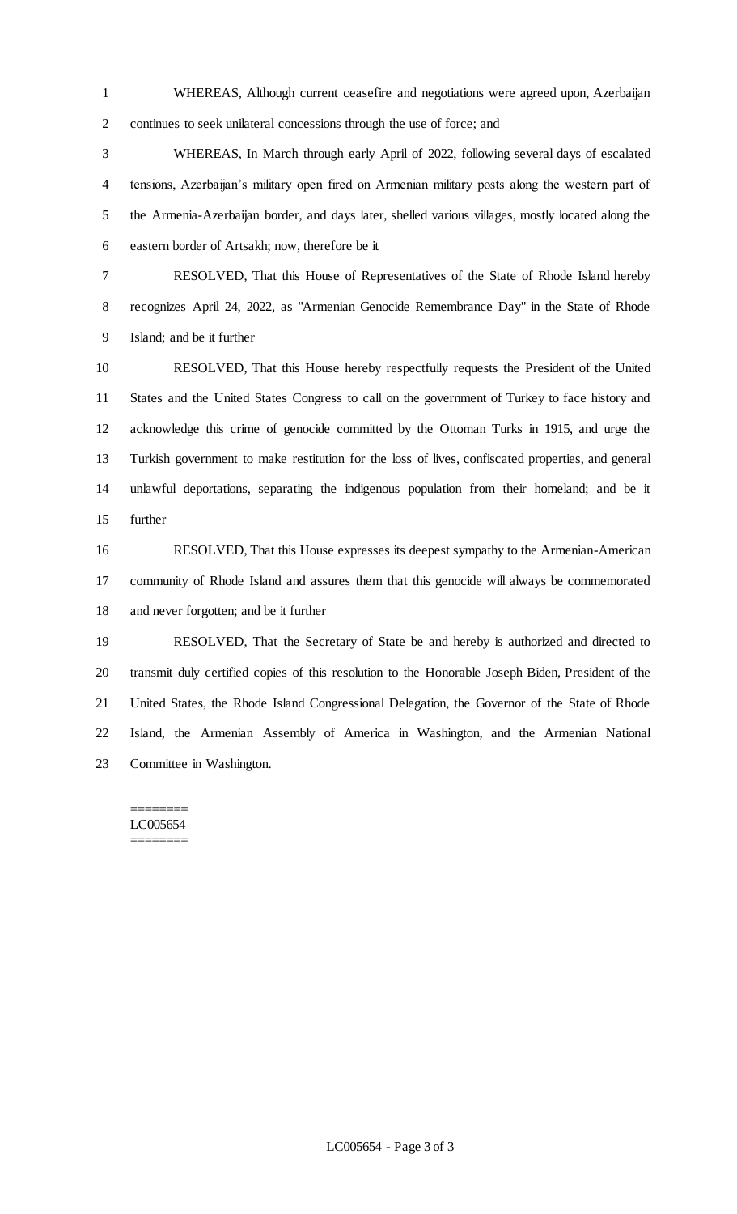WHEREAS, Although current ceasefire and negotiations were agreed upon, Azerbaijan continues to seek unilateral concessions through the use of force; and

WHEREAS, In March through early April of 2022, following several days of escalated tensions, Azerbaijan's military open fired on Armenian military posts along the western part of the Armenia-Azerbaijan border, and days later, shelled various villages, mostly located along the eastern border of Artsakh; now, therefore be it

RESOLVED, That this House of Representatives of the State of Rhode Island hereby recognizes April 24, 2022, as "Armenian Genocide Remembrance Day" in the State of Rhode Island; and be it further

RESOLVED, That this House hereby respectfully requests the President of the United States and the United States Congress to call on the government of Turkey to face history and acknowledge this crime of genocide committed by the Ottoman Turks in 1915, and urge the Turkish government to make restitution for the loss of lives, confiscated properties, and general unlawful deportations, separating the indigenous population from their homeland; and be it further

RESOLVED, That this House expresses its deepest sympathy to the Armenian-American community of Rhode Island and assures them that this genocide will always be commemorated and never forgotten; and be it further

RESOLVED, That the Secretary of State be and hereby is authorized and directed to transmit duly certified copies of this resolution to the Honorable Joseph Biden, President of the United States, the Rhode Island Congressional Delegation, the Governor of the State of Rhode Island, the Armenian Assembly of America in Washington, and the Armenian National Committee in Washington.

========
LC005654
========